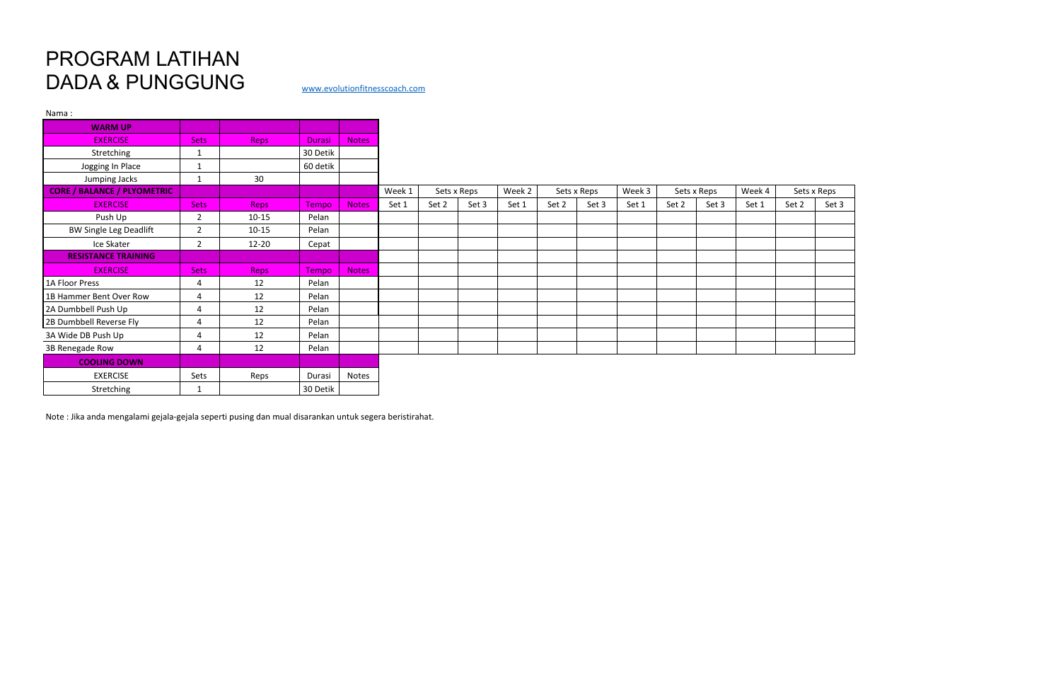# PROGRAM LATIHAN DADA & PUNGGUNG

www.evolutionfitnesscoach.com

Nama :

| WARM UP | | | | |
|---|---|---|---|---|
| EXERCISE | Sets | Reps | Durasi | Notes |
| Stretching | 1 | | 30 Detik | |
| Jogging In Place | 1 | | 60 detik | |
| Jumping Jacks | 1 | 30 | | |

| CORE / BALANCE / PLYOMETRIC | | | | | Week 1 | Sets x Reps | | Week 2 | Sets x Reps | | Week 3 | Sets x Reps | | Week 4 | Sets x Reps | |
|---|---|---|---|---|---|---|---|---|---|---|---|---|---|---|---|---|
| EXERCISE | Sets | Reps | Tempo | Notes | Set 1 | Set 2 | Set 3 | Set 1 | Set 2 | Set 3 | Set 1 | Set 2 | Set 3 | Set 1 | Set 2 | Set 3 |
| Push Up | 2 | 10-15 | Pelan | | | | | | | | | | | | | |
| BW Single Leg Deadlift | 2 | 10-15 | Pelan | | | | | | | | | | | | | |
| Ice Skater | 2 | 12-20 | Cepat | | | | | | | | | | | | | |
| **RESISTANCE TRAINING** | | | | | | | | | | | | | | | | |
| EXERCISE | Sets | Reps | Tempo | Notes | | | | | | | | | | | | |
| 1A Floor Press | 4 | 12 | Pelan | | | | | | | | | | | | | |
| 1B Hammer Bent Over Row | 4 | 12 | Pelan | | | | | | | | | | | | | |
| 2A Dumbbell Push Up | 4 | 12 | Pelan | | | | | | | | | | | | | |
| 2B Dumbbell Reverse Fly | 4 | 12 | Pelan | | | | | | | | | | | | | |
| 3A Wide DB Push Up | 4 | 12 | Pelan | | | | | | | | | | | | | |
| 3B Renegade Row | 4 | 12 | Pelan | | | | | | | | | | | | | |

| COOLING DOWN | | | | |
|---|---|---|---|---|
| EXERCISE | Sets | Reps | Durasi | Notes |
| Stretching | 1 | | 30 Detik | |

Note : Jika anda mengalami gejala-gejala seperti pusing dan mual disarankan untuk segera beristirahat.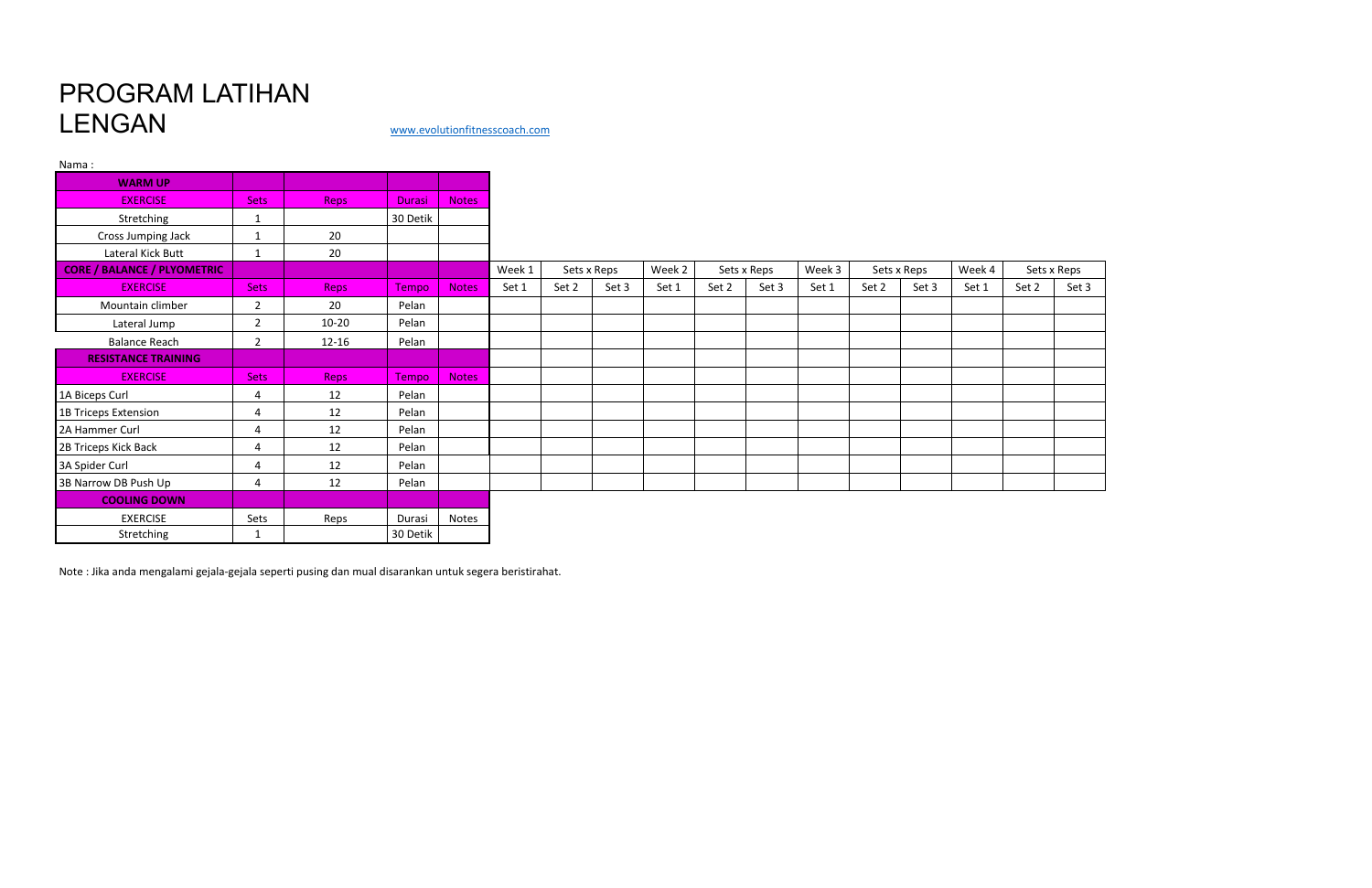# PROGRAM LATIHAN LENGAN

www.evolutionfitnesscoach.com

Nama :

| WARM UP | | | | |
|---|---|---|---|---|
| EXERCISE | Sets | Reps | Durasi | Notes |
| Stretching | 1 | | 30 Detik | |
| Cross Jumping Jack | 1 | 20 | | |
| Lateral Kick Butt | 1 | 20 | | |

| CORE / BALANCE / PLYOMETRIC | | | | | Week 1 | Sets x Reps | | Week 2 | Sets x Reps | | Week 3 | Sets x Reps | | Week 4 | Sets x Reps | |
|---|---|---|---|---|---|---|---|---|---|---|---|---|---|---|---|---|
| EXERCISE | Sets | Reps | Tempo | Notes | Set 1 | Set 2 | Set 3 | Set 1 | Set 2 | Set 3 | Set 1 | Set 2 | Set 3 | Set 1 | Set 2 | Set 3 |
| Mountain climber | 2 | 20 | Pelan | | | | | | | | | | | | | |
| Lateral Jump | 2 | 10-20 | Pelan | | | | | | | | | | | | | |
| Balance Reach | 2 | 12-16 | Pelan | | | | | | | | | | | | | |
| **RESISTANCE TRAINING** | | | | | | | | | | | | | | | | |
| EXERCISE | Sets | Reps | Tempo | Notes | | | | | | | | | | | | |
| 1A Biceps Curl | 4 | 12 | Pelan | | | | | | | | | | | | | |
| 1B Triceps Extension | 4 | 12 | Pelan | | | | | | | | | | | | | |
| 2A Hammer Curl | 4 | 12 | Pelan | | | | | | | | | | | | | |
| 2B Triceps Kick Back | 4 | 12 | Pelan | | | | | | | | | | | | | |
| 3A Spider Curl | 4 | 12 | Pelan | | | | | | | | | | | | | |
| 3B Narrow DB Push Up | 4 | 12 | Pelan | | | | | | | | | | | | | |

| COOLING DOWN | | | | |
|---|---|---|---|---|
| EXERCISE | Sets | Reps | Durasi | Notes |
| Stretching | 1 | | 30 Detik | |

Note : Jika anda mengalami gejala-gejala seperti pusing dan mual disarankan untuk segera beristirahat.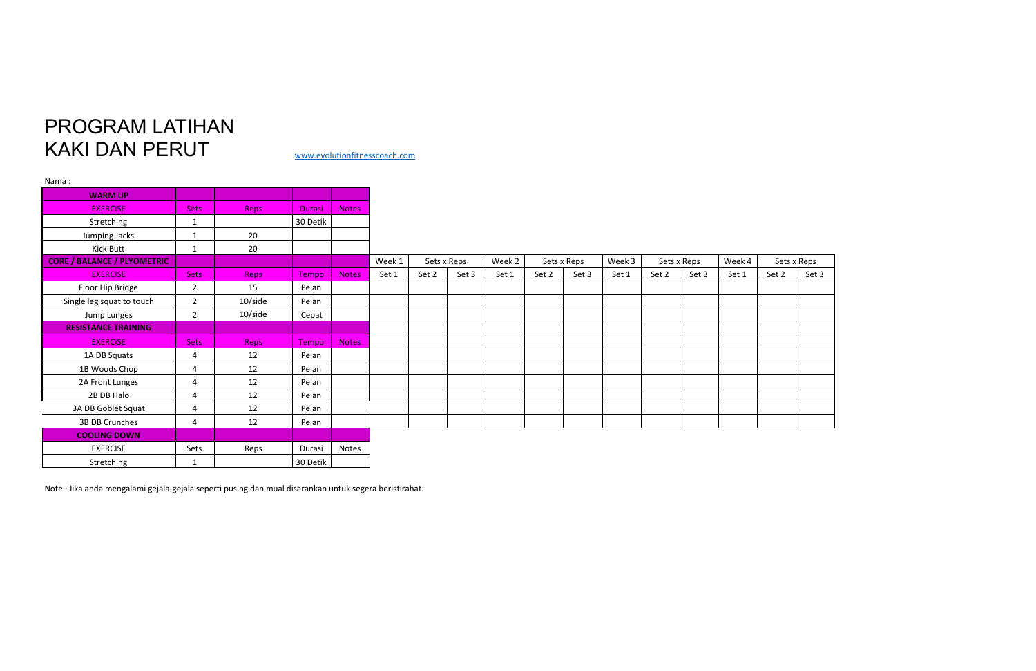# PROGRAM LATIHAN
# KAKI DAN PERUT

www.evolutionfitnesscoach.com

Nama :

| WARM UP | | | | | | | | | | | | | | | | | |
|---|---|---|---|---|---|---|---|---|---|---|---|---|---|---|---|---|---|
| EXERCISE | Sets | Reps | Durasi | Notes | | | | | | | | | | | | | |
| Stretching | 1 | | 30 Detik | | | | | | | | | | | | | | |
| Jumping Jacks | 1 | 20 | | | | | | | | | | | | | | | |
| Kick Butt | 1 | 20 | | | | | | | | | | | | | | | |
| CORE / BALANCE / PLYOMETRIC | | | | | Week 1 | Sets x Reps | | Week 2 | Sets x Reps | | Week 3 | Sets x Reps | | Week 4 | Sets x Reps | | |
| EXERCISE | Sets | Reps | Tempo | Notes | Set 1 | Set 2 | Set 3 | Set 1 | Set 2 | Set 3 | Set 1 | Set 2 | Set 3 | Set 1 | Set 2 | Set 3 | |
| Floor Hip Bridge | 2 | 15 | Pelan | | | | | | | | | | | | | | |
| Single leg squat to touch | 2 | 10/side | Pelan | | | | | | | | | | | | | | |
| Jump Lunges | 2 | 10/side | Cepat | | | | | | | | | | | | | | |
| RESISTANCE TRAINING | | | | | | | | | | | | | | | | | |
| EXERCISE | Sets | Reps | Tempo | Notes | | | | | | | | | | | | | |
| 1A DB Squats | 4 | 12 | Pelan | | | | | | | | | | | | | | |
| 1B Woods Chop | 4 | 12 | Pelan | | | | | | | | | | | | | | |
| 2A Front Lunges | 4 | 12 | Pelan | | | | | | | | | | | | | | |
| 2B DB Halo | 4 | 12 | Pelan | | | | | | | | | | | | | | |
| 3A DB Goblet Squat | 4 | 12 | Pelan | | | | | | | | | | | | | | |
| 3B DB Crunches | 4 | 12 | Pelan | | | | | | | | | | | | | | |
| COOLING DOWN | | | | | | | | | | | | | | | | | |
| EXERCISE | Sets | Reps | Durasi | Notes | | | | | | | | | | | | | |
| Stretching | 1 | | 30 Detik | | | | | | | | | | | | | | |

Note : Jika anda mengalami gejala-gejala seperti pusing dan mual disarankan untuk segera beristirahat.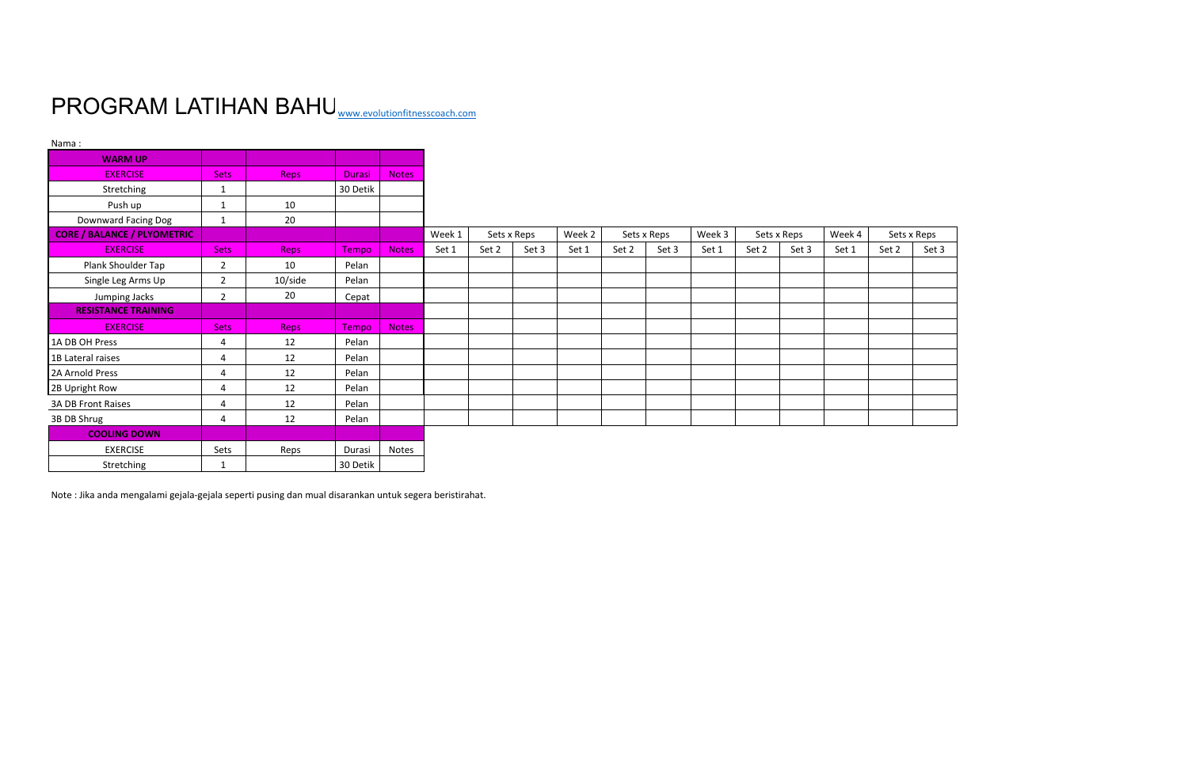# PROGRAM LATIHAN BAHU

www.evolutionfitnesscoach.com

Nama :

| WARM UP | | | | |
|---|---|---|---|---|
| EXERCISE | Sets | Reps | Durasi | Notes |
| Stretching | 1 | | 30 Detik | |
| Push up | 1 | 10 | | |
| Downward Facing Dog | 1 | 20 | | |

| CORE / BALANCE / PLYOMETRIC | | | | | Week 1 | Sets x Reps | | Week 2 | Sets x Reps | | Week 3 | Sets x Reps | | Week 4 | Sets x Reps | |
|---|---|---|---|---|---|---|---|---|---|---|---|---|---|---|---|---|
| EXERCISE | Sets | Reps | Tempo | Notes | Set 1 | Set 2 | Set 3 | Set 1 | Set 2 | Set 3 | Set 1 | Set 2 | Set 3 | Set 1 | Set 2 | Set 3 |
| Plank Shoulder Tap | 2 | 10 | Pelan | | | | | | | | | | | | | |
| Single Leg Arms Up | 2 | 10/side | Pelan | | | | | | | | | | | | | |
| Jumping Jacks | 2 | 20 | Cepat | | | | | | | | | | | | | |
| **RESISTANCE TRAINING** | | | | | | | | | | | | | | | | |
| EXERCISE | Sets | Reps | Tempo | Notes | | | | | | | | | | | | |
| 1A DB OH Press | 4 | 12 | Pelan | | | | | | | | | | | | | |
| 1B Lateral raises | 4 | 12 | Pelan | | | | | | | | | | | | | |
| 2A Arnold Press | 4 | 12 | Pelan | | | | | | | | | | | | | |
| 2B Upright Row | 4 | 12 | Pelan | | | | | | | | | | | | | |
| 3A DB Front Raises | 4 | 12 | Pelan | | | | | | | | | | | | | |
| 3B DB Shrug | 4 | 12 | Pelan | | | | | | | | | | | | | |

| COOLING DOWN | | | | |
|---|---|---|---|---|
| EXERCISE | Sets | Reps | Durasi | Notes |
| Stretching | 1 | | 30 Detik | |

Note : Jika anda mengalami gejala-gejala seperti pusing dan mual disarankan untuk segera beristirahat.